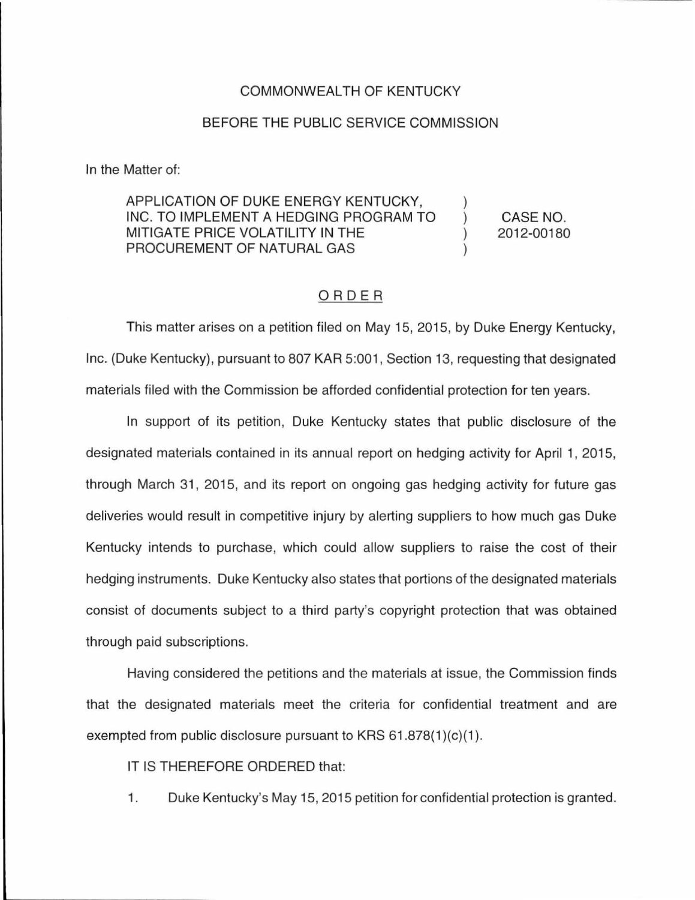COMMONWEALTH OF KENTUCKY

BEFORE THE PUBLIC SERVICE COMMISSION

In the Matter of:

| | | |
|---|---|---|
| APPLICATION OF DUKE ENERGY KENTUCKY, INC. TO IMPLEMENT A HEDGING PROGRAM TO MITIGATE PRICE VOLATILITY IN THE PROCUREMENT OF NATURAL GAS | ) ) ) ) | CASE NO. 2012-00180 |

ORDER

This matter arises on a petition filed on May 15, 2015, by Duke Energy Kentucky, Inc. (Duke Kentucky), pursuant to 807 KAR 5:001, Section 13, requesting that designated materials filed with the Commission be afforded confidential protection for ten years.

In support of its petition, Duke Kentucky states that public disclosure of the designated materials contained in its annual report on hedging activity for April 1, 2015, through March 31, 2015, and its report on ongoing gas hedging activity for future gas deliveries would result in competitive injury by alerting suppliers to how much gas Duke Kentucky intends to purchase, which could allow suppliers to raise the cost of their hedging instruments. Duke Kentucky also states that portions of the designated materials consist of documents subject to a third party's copyright protection that was obtained through paid subscriptions.

Having considered the petitions and the materials at issue, the Commission finds that the designated materials meet the criteria for confidential treatment and are exempted from public disclosure pursuant to KRS 61.878(1)(c)(1).

IT IS THEREFORE ORDERED that:

1. Duke Kentucky's May 15, 2015 petition for confidential protection is granted.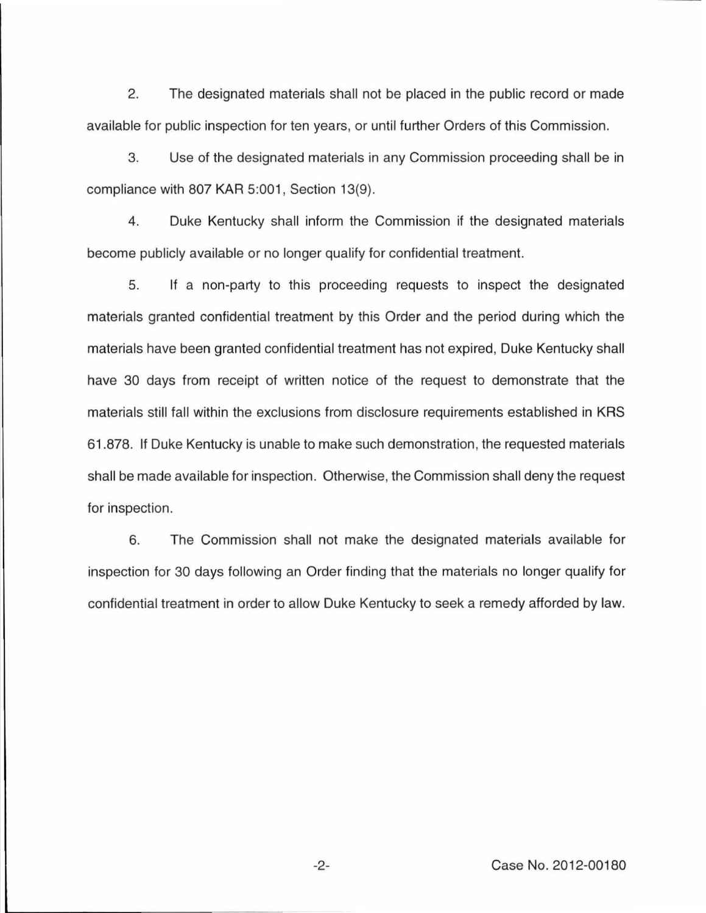2. The designated materials shall not be placed in the public record or made available for public inspection for ten years, or until further Orders of this Commission.

3. Use of the designated materials in any Commission proceeding shall be in compliance with 807 KAR 5:001, Section 13(9).

4. Duke Kentucky shall inform the Commission if the designated materials become publicly available or no longer qualify for confidential treatment.

5. If a non-party to this proceeding requests to inspect the designated materials granted confidential treatment by this Order and the period during which the materials have been granted confidential treatment has not expired, Duke Kentucky shall have 30 days from receipt of written notice of the request to demonstrate that the materials still fall within the exclusions from disclosure requirements established in KRS 61.878. If Duke Kentucky is unable to make such demonstration, the requested materials shall be made available for inspection. Otherwise, the Commission shall deny the request for inspection.

6. The Commission shall not make the designated materials available for inspection for 30 days following an Order finding that the materials no longer qualify for confidential treatment in order to allow Duke Kentucky to seek a remedy afforded by law.

Case No. 2012-00180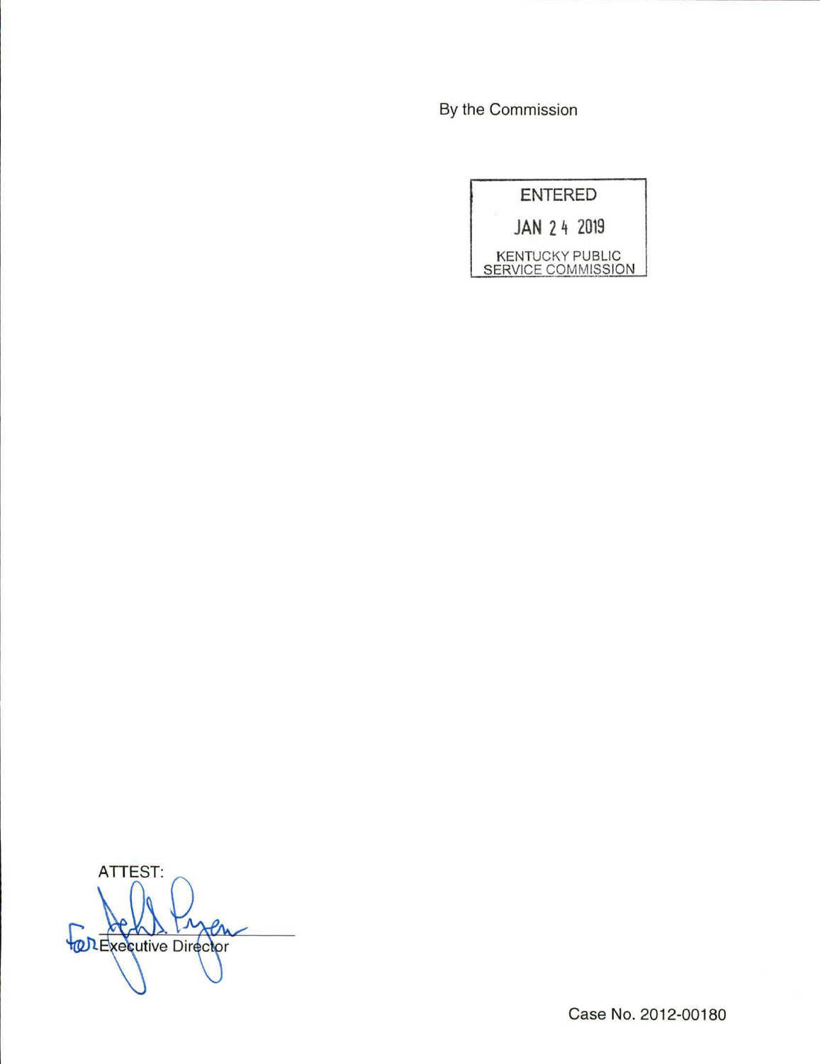By the Commission

ENTERED

JAN 24 2019

KENTUCKY PUBLIC SERVICE COMMISSION

ATTEST:

for Executive Director

Case No. 2012-00180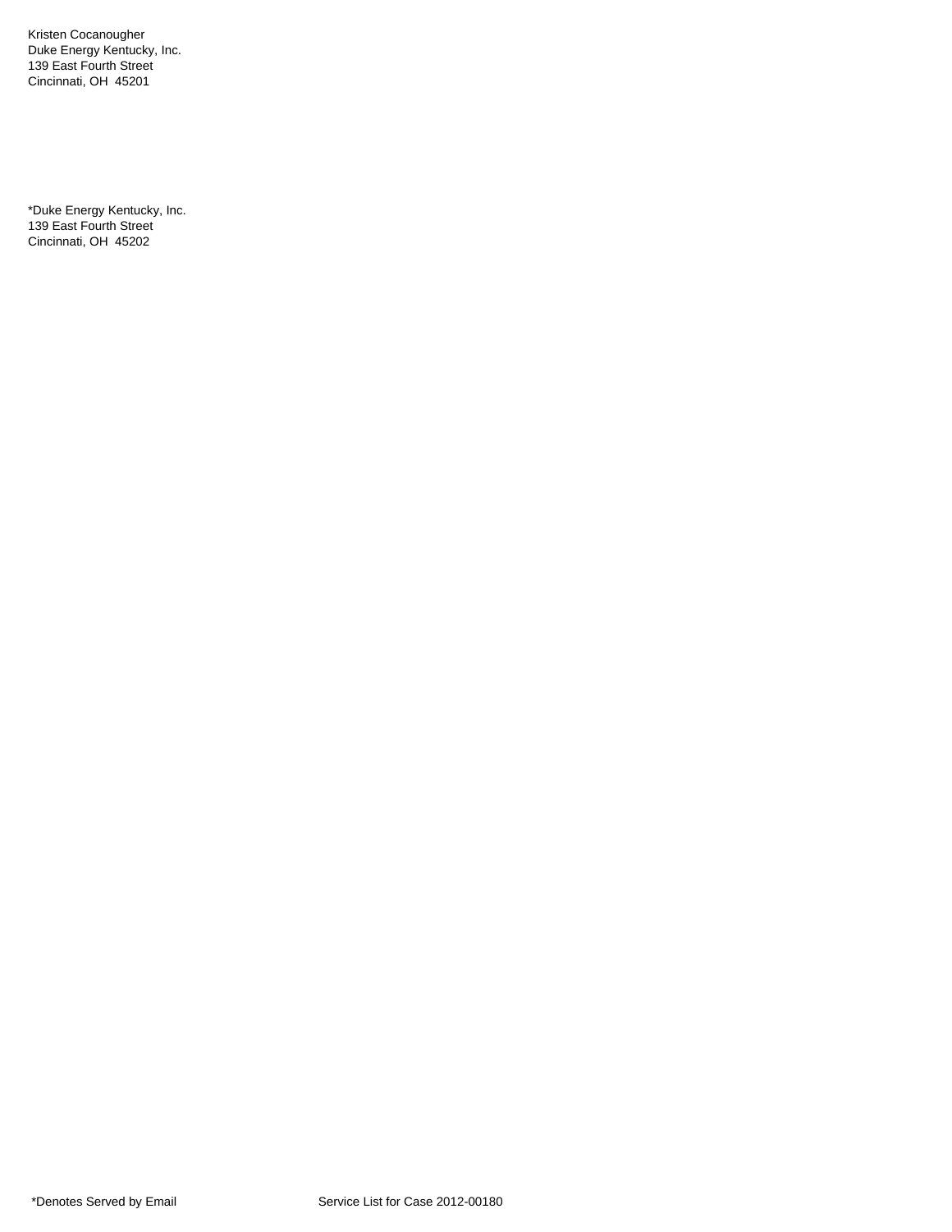Kristen Cocanougher
Duke Energy Kentucky, Inc.
139 East Fourth Street
Cincinnati, OH  45201

*Duke Energy Kentucky, Inc.
139 East Fourth Street
Cincinnati, OH  45202

*Denotes Served by Email

Service List for Case 2012-00180